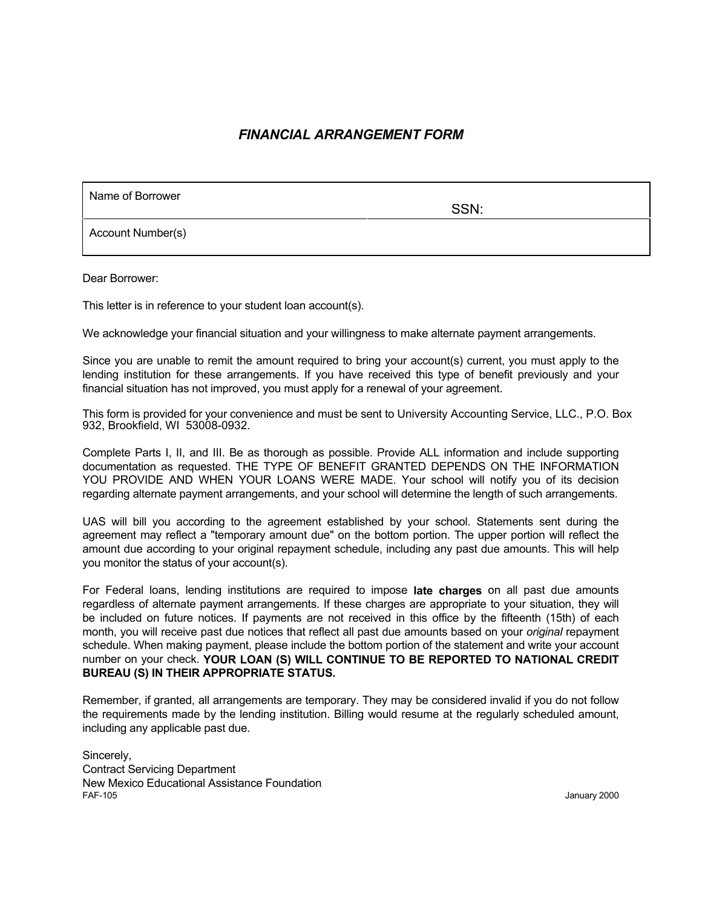# *FINANCIAL ARRANGEMENT FORM*

| Name of Borrower | SSN: |
|---|---|
| Account Number(s) | |

Dear Borrower:

This letter is in reference to your student loan account(s).

We acknowledge your financial situation and your willingness to make alternate payment arrangements.

Since you are unable to remit the amount required to bring your account(s) current, you must apply to the lending institution for these arrangements. If you have received this type of benefit previously and your financial situation has not improved, you must apply for a renewal of your agreement.

This form is provided for your convenience and must be sent to University Accounting Service, LLC., P.O. Box 932, Brookfield, WI 53008-0932.

Complete Parts I, II, and III. Be as thorough as possible. Provide ALL information and include supporting documentation as requested. THE TYPE OF BENEFIT GRANTED DEPENDS ON THE INFORMATION YOU PROVIDE AND WHEN YOUR LOANS WERE MADE. Your school will notify you of its decision regarding alternate payment arrangements, and your school will determine the length of such arrangements.

UAS will bill you according to the agreement established by your school. Statements sent during the agreement may reflect a "temporary amount due" on the bottom portion. The upper portion will reflect the amount due according to your original repayment schedule, including any past due amounts. This will help you monitor the status of your account(s).

For Federal loans, lending institutions are required to impose **late charges** on all past due amounts regardless of alternate payment arrangements. If these charges are appropriate to your situation, they will be included on future notices. If payments are not received in this office by the fifteenth (15th) of each month, you will receive past due notices that reflect all past due amounts based on your *original* repayment schedule. When making payment, please include the bottom portion of the statement and write your account number on your check. **YOUR LOAN (S) WILL CONTINUE TO BE REPORTED TO NATIONAL CREDIT BUREAU (S) IN THEIR APPROPRIATE STATUS.**

Remember, if granted, all arrangements are temporary. They may be considered invalid if you do not follow the requirements made by the lending institution. Billing would resume at the regularly scheduled amount, including any applicable past due.

Sincerely,
Contract Servicing Department
New Mexico Educational Assistance Foundation

FAF-105 January 2000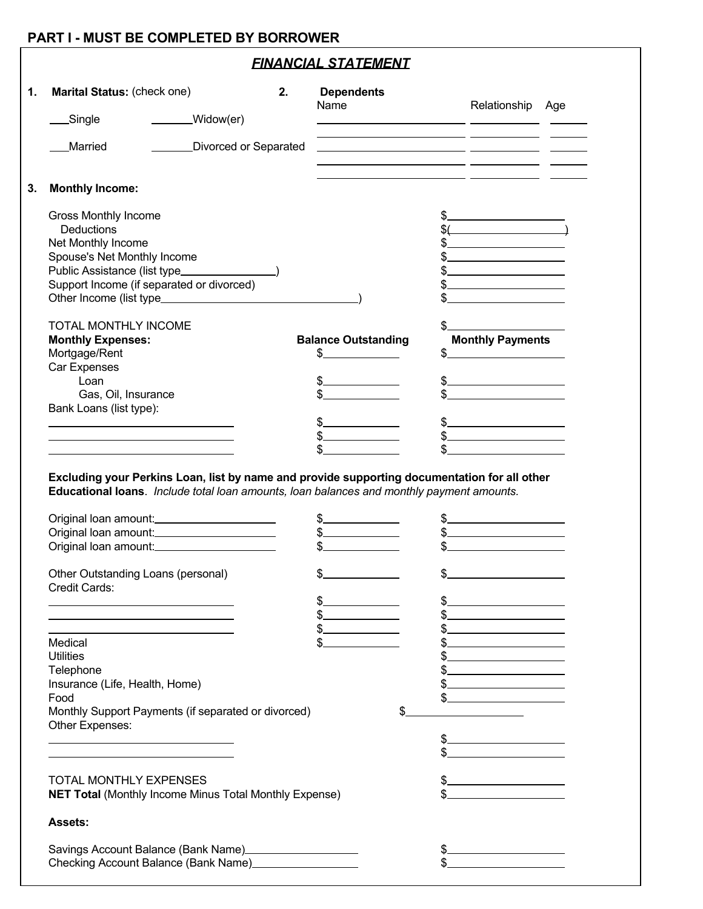## PART I - MUST BE COMPLETED BY BORROWER

### *FINANCIAL STATEMENT*

**1. Marital Status:** (check one)

___Single _______Widow(er)

___Married _______Divorced or Separated

**2. Dependents**

| Name | Relationship | Age |
|---|---|---|
| | | |
| | | |
| | | |
| | | |

**3. Monthly Income:**

| | | |
|---|---|---|
| Gross Monthly Income | | $ |
| Deductions | | $( ) |
| Net Monthly Income | | $ |
| Spouse's Net Monthly Income | | $ |
| Public Assistance (list type ) | | $ |
| Support Income (if separated or divorced) | | $ |
| Other Income (list type ) | | $ |
| TOTAL MONTHLY INCOME | | $ |
| **Monthly Expenses:** | **Balance Outstanding** | **Monthly Payments** |
| Mortgage/Rent | $ | $ |
| Car Expenses | | |
| Loan | $ | $ |
| Gas, Oil, Insurance | $ | $ |
| Bank Loans (list type): | | |
| | $ | $ |
| | $ | $ |
| | $ | $ |

**Excluding your Perkins Loan, list by name and provide supporting documentation for all other Educational loans**. *Include total loan amounts, loan balances and monthly payment amounts.*

| | | |
|---|---|---|
| Original loan amount: | $ | $ |
| Original loan amount: | $ | $ |
| Original loan amount: | $ | $ |
| Other Outstanding Loans (personal) | $ | $ |
| Credit Cards: | | |
| | $ | $ |
| | $ | $ |
| | $ | $ |
| Medical | $ | $ |
| Utilities | | $ |
| Telephone | | $ |
| Insurance (Life, Health, Home) | | $ |
| Food | | $ |
| Monthly Support Payments (if separated or divorced) | $ | |
| Other Expenses: | | |
| | | $ |
| | | $ |
| TOTAL MONTHLY EXPENSES | | $ |
| **NET Total** (Monthly Income Minus Total Monthly Expense) | | $ |

**Assets:**

| | |
|---|---|
| Savings Account Balance (Bank Name) | $ |
| Checking Account Balance (Bank Name) | $ |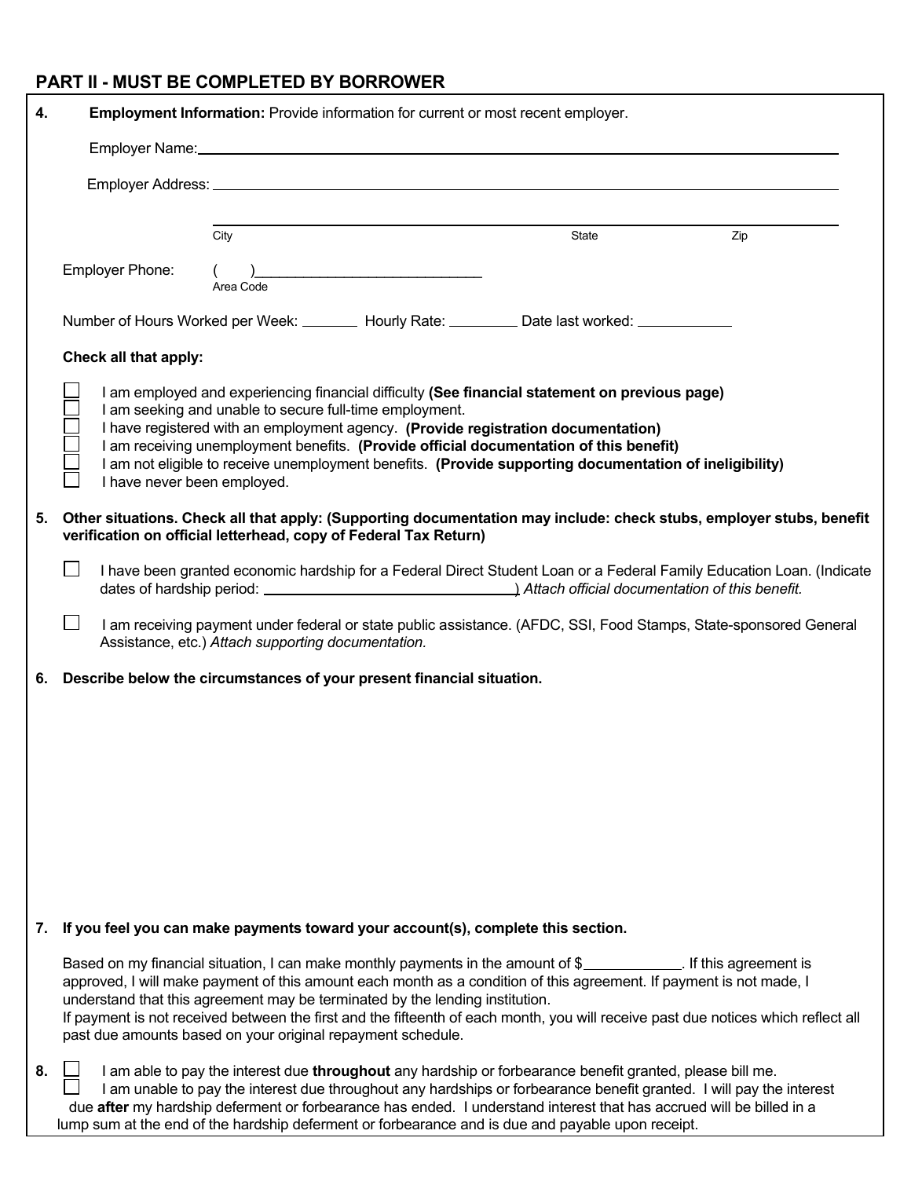## PART II - MUST BE COMPLETED BY BORROWER

**4. Employment Information:** Provide information for current or most recent employer.

Employer Name: ______________________________________________

Employer Address: ______________________________________________

______________________________________________
City State Zip

Employer Phone: ( )____________________________
Area Code

Number of Hours Worked per Week: _______ Hourly Rate: ________ Date last worked: ___________

**Check all that apply:**

- ☐ I am employed and experiencing financial difficulty **(See financial statement on previous page)**
- ☐ I am seeking and unable to secure full-time employment.
- ☐ I have registered with an employment agency. **(Provide registration documentation)**
- ☐ I am receiving unemployment benefits. **(Provide official documentation of this benefit)**
- ☐ I am not eligible to receive unemployment benefits. **(Provide supporting documentation of ineligibility)**
- ☐ I have never been employed.

**5. Other situations. Check all that apply: (Supporting documentation may include: check stubs, employer stubs, benefit verification on official letterhead, copy of Federal Tax Return)**

- ☐ I have been granted economic hardship for a Federal Direct Student Loan or a Federal Family Education Loan. (Indicate dates of hardship period: ______________________________) *Attach official documentation of this benefit.*

- ☐ I am receiving payment under federal or state public assistance. (AFDC, SSI, Food Stamps, State-sponsored General Assistance, etc.) *Attach supporting documentation.*

**6. Describe below the circumstances of your present financial situation.**

**7. If you feel you can make payments toward your account(s), complete this section.**

Based on my financial situation, I can make monthly payments in the amount of $___________. If this agreement is approved, I will make payment of this amount each month as a condition of this agreement. If payment is not made, I understand that this agreement may be terminated by the lending institution.
If payment is not received between the first and the fifteenth of each month, you will receive past due notices which reflect all past due amounts based on your original repayment schedule.

**8.**
- ☐ I am able to pay the interest due **throughout** any hardship or forbearance benefit granted, please bill me.
- ☐ I am unable to pay the interest due throughout any hardships or forbearance benefit granted. I will pay the interest due **after** my hardship deferment or forbearance has ended. I understand interest that has accrued will be billed in a lump sum at the end of the hardship deferment or forbearance and is due and payable upon receipt.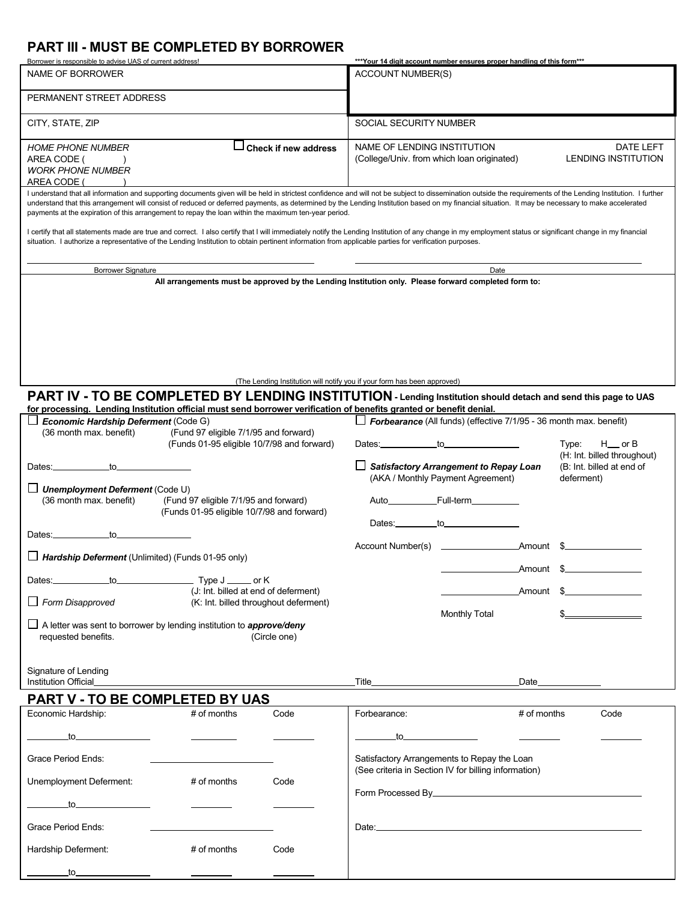## PART III - MUST BE COMPLETED BY BORROWER

Borrower is responsible to advise UAS of current address!

***Your 14 digit account number ensures proper handling of this form***

| | |
|---|---|
| NAME OF BORROWER | ACCOUNT NUMBER(S) |
| PERMANENT STREET ADDRESS | |
| CITY, STATE, ZIP | SOCIAL SECURITY NUMBER |
| *HOME PHONE NUMBER* AREA CODE ( ) *WORK PHONE NUMBER* AREA CODE ( ) ☐ **Check if new address** | NAME OF LENDING INSTITUTION (College/Univ. from which loan originated) DATE LEFT LENDING INSTITUTION |

I understand that all information and supporting documents given will be held in strictest confidence and will not be subject to dissemination outside the requirements of the Lending Institution. I further understand that this arrangement will consist of reduced or deferred payments, as determined by the Lending Institution based on my financial situation. It may be necessary to make accelerated payments at the expiration of this arrangement to repay the loan within the maximum ten-year period.

I certify that all statements made are true and correct. I also certify that I will immediately notify the Lending Institution of any change in my employment status or significant change in my financial situation. I authorize a representative of the Lending Institution to obtain pertinent information from applicable parties for verification purposes.

Borrower Signature ____________________ Date ____________________

**All arrangements must be approved by the Lending Institution only. Please forward completed form to:**

(The Lending Institution will notify you if your form has been approved)

## PART IV - TO BE COMPLETED BY LENDING INSTITUTION

**- Lending Institution should detach and send this page to UAS for processing. Lending Institution official must send borrower verification of benefits granted or benefit denial.**

☐ ***Economic Hardship Deferment*** (Code G)
(36 month max. benefit) (Fund 97 eligible 7/1/95 and forward) (Funds 01-95 eligible 10/7/98 and forward)

Dates:__________to______________

☐ ***Unemployment Deferment*** (Code U)
(36 month max. benefit) (Fund 97 eligible 7/1/95 and forward) (Funds 01-95 eligible 10/7/98 and forward)

Dates:__________to______________

☐ ***Hardship Deferment*** (Unlimited) (Funds 01-95 only)

Dates:__________to______________ Type J _____ or K
(J: Int. billed at end of deferment)
(K: Int. billed throughout deferment)

☐ *Form Disapproved*

☐ A letter was sent to borrower by lending institution to ***approve/deny*** requested benefits. (Circle one)

☐ ***Forbearance*** (All funds) (effective 7/1/95 - 36 month max. benefit)

Dates:__________to______________ Type: H___ or B
(H: Int. billed throughout)
(B: Int. billed at end of deferment)

☐ ***Satisfactory Arrangement to Repay Loan***
(AKA / Monthly Payment Agreement)

Auto__________Full-term__________

Dates:__________to______________

Account Number(s) ______________ Amount $______________

______________ Amount $______________

______________ Amount $______________

Monthly Total $______________

Signature of Lending Institution Official____________________ Title____________________ Date__________

## PART V - TO BE COMPLETED BY UAS

Economic Hardship: # of months Code

________to__________ ________ ________

Grace Period Ends: ______________________

Unemployment Deferment: # of months Code

________to__________ ________ ________

Grace Period Ends: ______________________

Hardship Deferment: # of months Code

________to__________ ________ ________

Forbearance: # of months Code

________to__________ ________ ________

Satisfactory Arrangements to Repay the Loan
(See criteria in Section IV for billing information)

Form Processed By______________________

Date:______________________